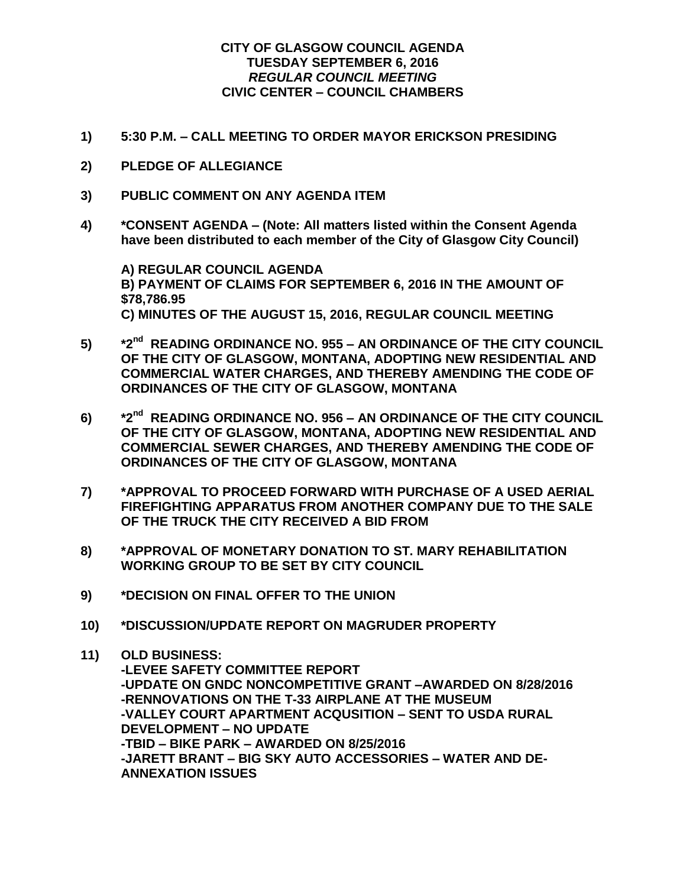# CITY OF GLASGOW COUNCIL AGENDA
## TUESDAY SEPTEMBER 6, 2016
## *REGULAR COUNCIL MEETING*
## CIVIC CENTER – COUNCIL CHAMBERS

**1) 5:30 P.M. – CALL MEETING TO ORDER MAYOR ERICKSON PRESIDING**

**2) PLEDGE OF ALLEGIANCE**

**3) PUBLIC COMMENT ON ANY AGENDA ITEM**

**4) *CONSENT AGENDA – (Note: All matters listed within the Consent Agenda have been distributed to each member of the City of Glasgow City Council)**

**A) REGULAR COUNCIL AGENDA**
**B) PAYMENT OF CLAIMS FOR SEPTEMBER 6, 2016 IN THE AMOUNT OF $78,786.95**
**C) MINUTES OF THE AUGUST 15, 2016, REGULAR COUNCIL MEETING**

**5) *2nd READING ORDINANCE NO. 955 – AN ORDINANCE OF THE CITY COUNCIL OF THE CITY OF GLASGOW, MONTANA, ADOPTING NEW RESIDENTIAL AND COMMERCIAL WATER CHARGES, AND THEREBY AMENDING THE CODE OF ORDINANCES OF THE CITY OF GLASGOW, MONTANA**

**6) *2nd READING ORDINANCE NO. 956 – AN ORDINANCE OF THE CITY COUNCIL OF THE CITY OF GLASGOW, MONTANA, ADOPTING NEW RESIDENTIAL AND COMMERCIAL SEWER CHARGES, AND THEREBY AMENDING THE CODE OF ORDINANCES OF THE CITY OF GLASGOW, MONTANA**

**7) *APPROVAL TO PROCEED FORWARD WITH PURCHASE OF A USED AERIAL FIREFIGHTING APPARATUS FROM ANOTHER COMPANY DUE TO THE SALE OF THE TRUCK THE CITY RECEIVED A BID FROM**

**8) *APPROVAL OF MONETARY DONATION TO ST. MARY REHABILITATION WORKING GROUP TO BE SET BY CITY COUNCIL**

**9) *DECISION ON FINAL OFFER TO THE UNION**

**10) *DISCUSSION/UPDATE REPORT ON MAGRUDER PROPERTY**

**11) OLD BUSINESS:**
**-LEVEE SAFETY COMMITTEE REPORT**
**-UPDATE ON GNDC NONCOMPETITIVE GRANT –AWARDED ON 8/28/2016**
**-RENNOVATIONS ON THE T-33 AIRPLANE AT THE MUSEUM**
**-VALLEY COURT APARTMENT ACQUSITION – SENT TO USDA RURAL DEVELOPMENT – NO UPDATE**
**-TBID – BIKE PARK – AWARDED ON 8/25/2016**
**-JARETT BRANT – BIG SKY AUTO ACCESSORIES – WATER AND DE-ANNEXATION ISSUES**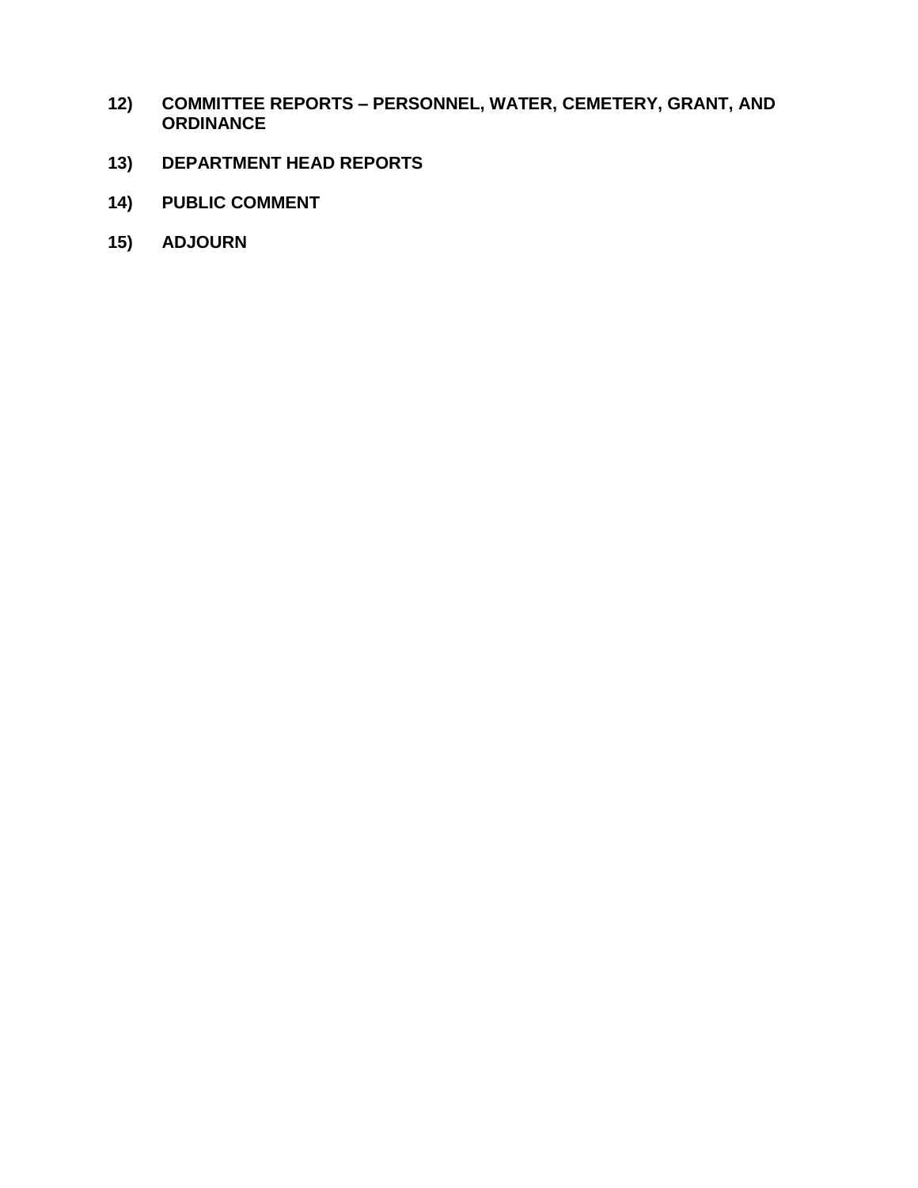**12) COMMITTEE REPORTS – PERSONNEL, WATER, CEMETERY, GRANT, AND ORDINANCE**

**13) DEPARTMENT HEAD REPORTS**

**14) PUBLIC COMMENT**

**15) ADJOURN**